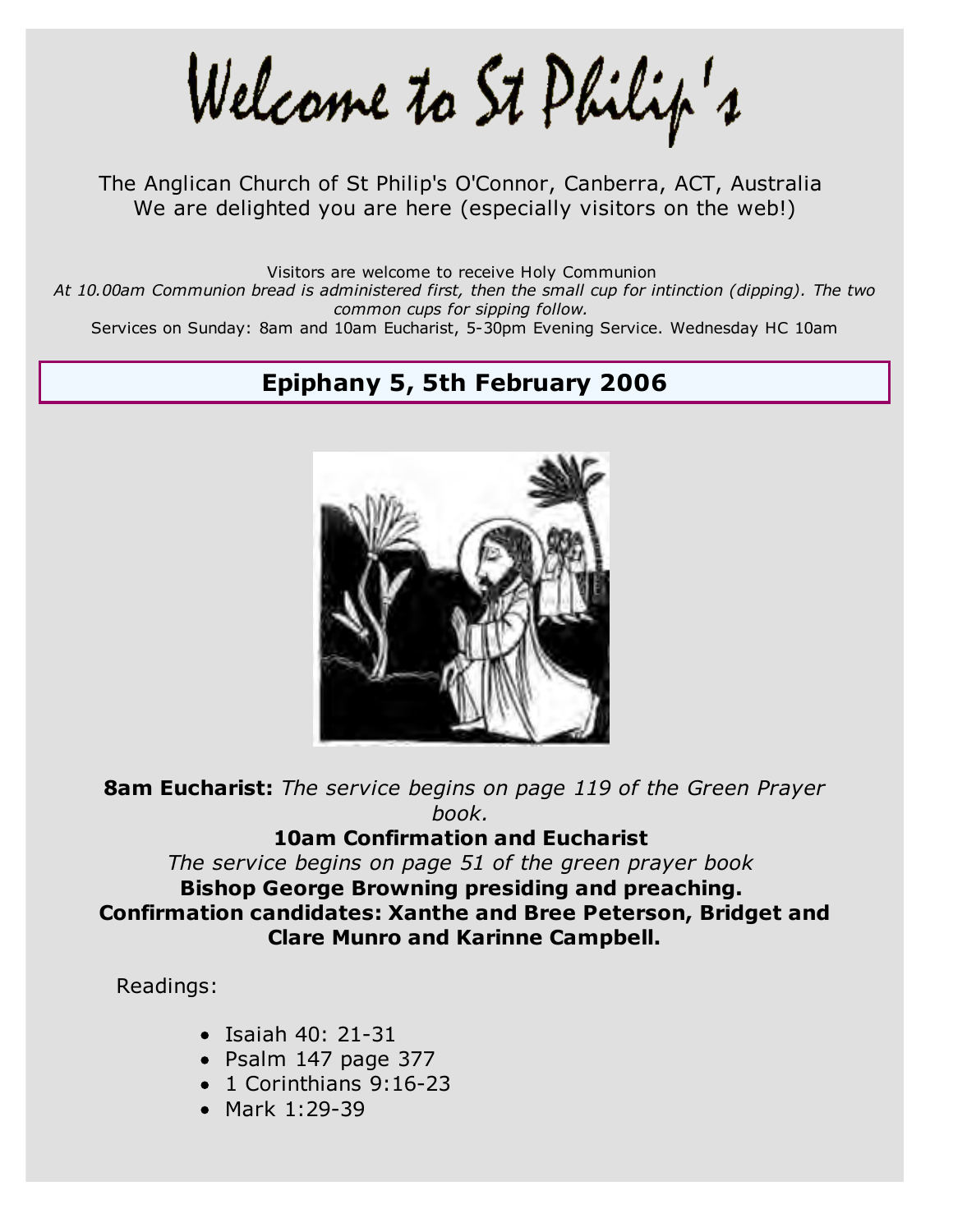# Welcome to St Philip's

The Anglican Church of St Philip's O'Connor, Canberra, ACT, Australia
We are delighted you are here (especially visitors on the web!)

Visitors are welcome to receive Holy Communion

*At 10.00am Communion bread is administered first, then the small cup for intinction (dipping). The two common cups for sipping follow.*

Services on Sunday: 8am and 10am Eucharist, 5-30pm Evening Service. Wednesday HC 10am

## Epiphany 5, 5th February 2006

**8am Eucharist:** *The service begins on page 119 of the Green Prayer book.*

**10am Confirmation and Eucharist**

*The service begins on page 51 of the green prayer book*

**Bishop George Browning presiding and preaching.**

**Confirmation candidates: Xanthe and Bree Peterson, Bridget and Clare Munro and Karinne Campbell.**

Readings:

- Isaiah 40: 21-31
- Psalm 147 page 377
- 1 Corinthians 9:16-23
- Mark 1:29-39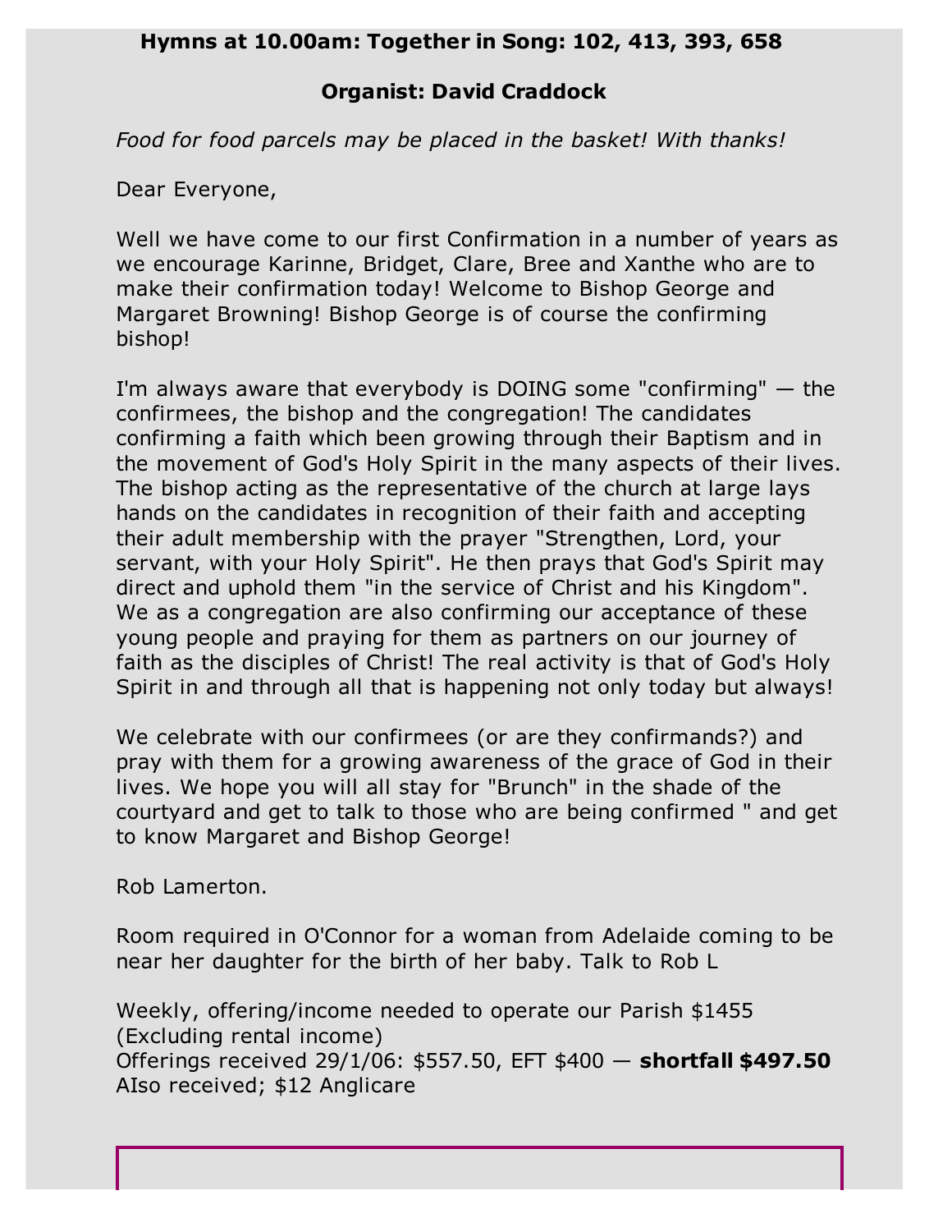**Hymns at 10.00am: Together in Song: 102, 413, 393, 658**

**Organist: David Craddock**

*Food for food parcels may be placed in the basket! With thanks!*

Dear Everyone,

Well we have come to our first Confirmation in a number of years as we encourage Karinne, Bridget, Clare, Bree and Xanthe who are to make their confirmation today! Welcome to Bishop George and Margaret Browning! Bishop George is of course the confirming bishop!

I'm always aware that everybody is DOING some "confirming" — the confirmees, the bishop and the congregation! The candidates confirming a faith which been growing through their Baptism and in the movement of God's Holy Spirit in the many aspects of their lives. The bishop acting as the representative of the church at large lays hands on the candidates in recognition of their faith and accepting their adult membership with the prayer "Strengthen, Lord, your servant, with your Holy Spirit". He then prays that God's Spirit may direct and uphold them "in the service of Christ and his Kingdom". We as a congregation are also confirming our acceptance of these young people and praying for them as partners on our journey of faith as the disciples of Christ! The real activity is that of God's Holy Spirit in and through all that is happening not only today but always!

We celebrate with our confirmees (or are they confirmands?) and pray with them for a growing awareness of the grace of God in their lives. We hope you will all stay for "Brunch" in the shade of the courtyard and get to talk to those who are being confirmed " and get to know Margaret and Bishop George!

Rob Lamerton.

Room required in O'Connor for a woman from Adelaide coming to be near her daughter for the birth of her baby. Talk to Rob L

Weekly, offering/income needed to operate our Parish $1455 (Excluding rental income)
Offerings received 29/1/06: $557.50, EFT $400 — **shortfall $497.50**
AIso received; $12 Anglicare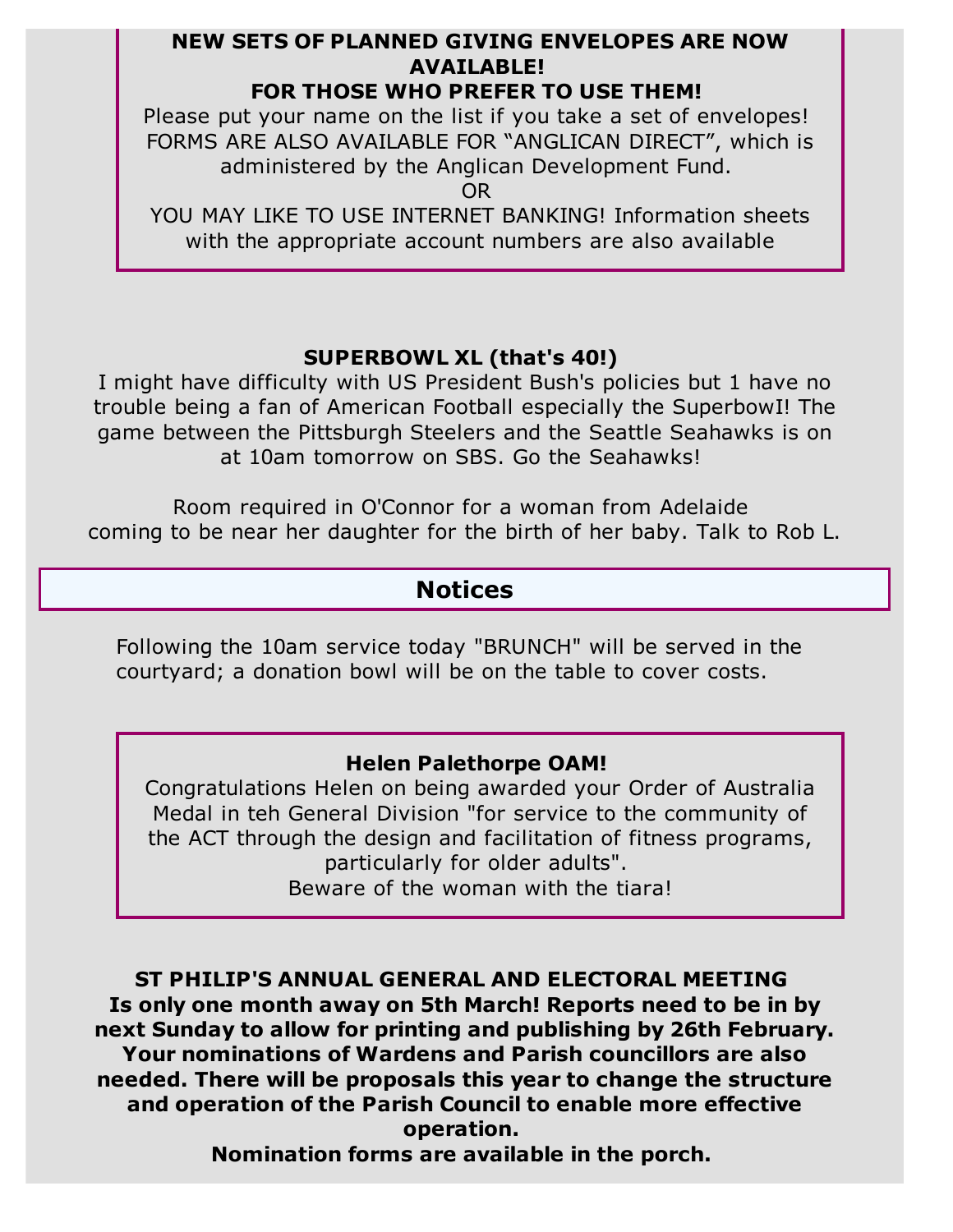**NEW SETS OF PLANNED GIVING ENVELOPES ARE NOW AVAILABLE!**
**FOR THOSE WHO PREFER TO USE THEM!**

Please put your name on the list if you take a set of envelopes!
FORMS ARE ALSO AVAILABLE FOR "ANGLICAN DIRECT", which is administered by the Anglican Development Fund.
OR
YOU MAY LIKE TO USE INTERNET BANKING! Information sheets with the appropriate account numbers are also available

**SUPERBOWL XL (that's 40!)**

I might have difficulty with US President Bush's policies but 1 have no trouble being a fan of American Football especially the SuperbowlI! The game between the Pittsburgh Steelers and the Seattle Seahawks is on at 10am tomorrow on SBS. Go the Seahawks!

Room required in O'Connor for a woman from Adelaide coming to be near her daughter for the birth of her baby. Talk to Rob L.

## Notices

Following the 10am service today "BRUNCH" will be served in the courtyard; a donation bowl will be on the table to cover costs.

**Helen Palethorpe OAM!**

Congratulations Helen on being awarded your Order of Australia Medal in teh General Division "for service to the community of the ACT through the design and facilitation of fitness programs, particularly for older adults".
Beware of the woman with the tiara!

**ST PHILIP'S ANNUAL GENERAL AND ELECTORAL MEETING**
**Is only one month away on 5th March! Reports need to be in by next Sunday to allow for printing and publishing by 26th February. Your nominations of Wardens and Parish councillors are also needed. There will be proposals this year to change the structure and operation of the Parish Council to enable more effective operation.**
**Nomination forms are available in the porch.**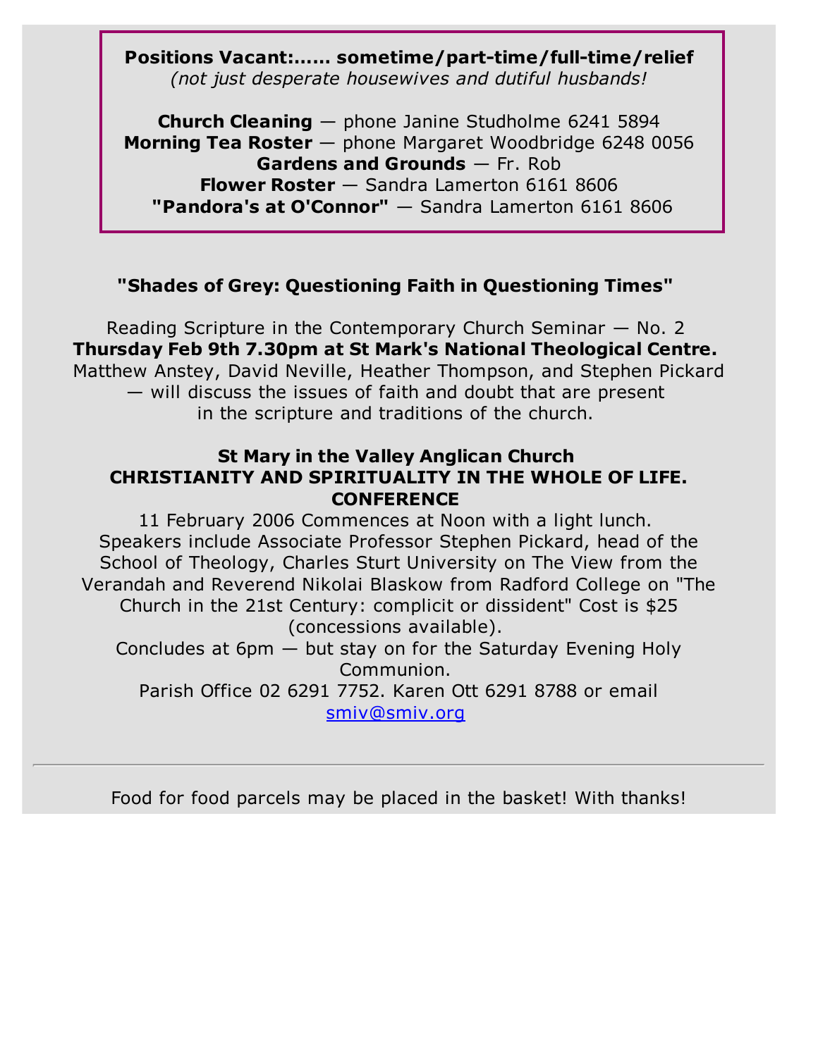**Positions Vacant:…… sometime/part-time/full-time/relief**
*(not just desperate housewives and dutiful husbands!*

**Church Cleaning** — phone Janine Studholme 6241 5894
**Morning Tea Roster** — phone Margaret Woodbridge 6248 0056
**Gardens and Grounds** — Fr. Rob
**Flower Roster** — Sandra Lamerton 6161 8606
**"Pandora's at O'Connor"** — Sandra Lamerton 6161 8606

**"Shades of Grey: Questioning Faith in Questioning Times"**

Reading Scripture in the Contemporary Church Seminar — No. 2
**Thursday Feb 9th 7.30pm at St Mark's National Theological Centre.**
Matthew Anstey, David Neville, Heather Thompson, and Stephen Pickard — will discuss the issues of faith and doubt that are present in the scripture and traditions of the church.

**St Mary in the Valley Anglican Church**
**CHRISTIANITY AND SPIRITUALITY IN THE WHOLE OF LIFE. CONFERENCE**

11 February 2006 Commences at Noon with a light lunch. Speakers include Associate Professor Stephen Pickard, head of the School of Theology, Charles Sturt University on The View from the Verandah and Reverend Nikolai Blaskow from Radford College on "The Church in the 21st Century: complicit or dissident" Cost is $25 (concessions available).
Concludes at 6pm — but stay on for the Saturday Evening Holy Communion.
Parish Office 02 6291 7752. Karen Ott 6291 8788 or email smiv@smiv.org

---

Food for food parcels may be placed in the basket! With thanks!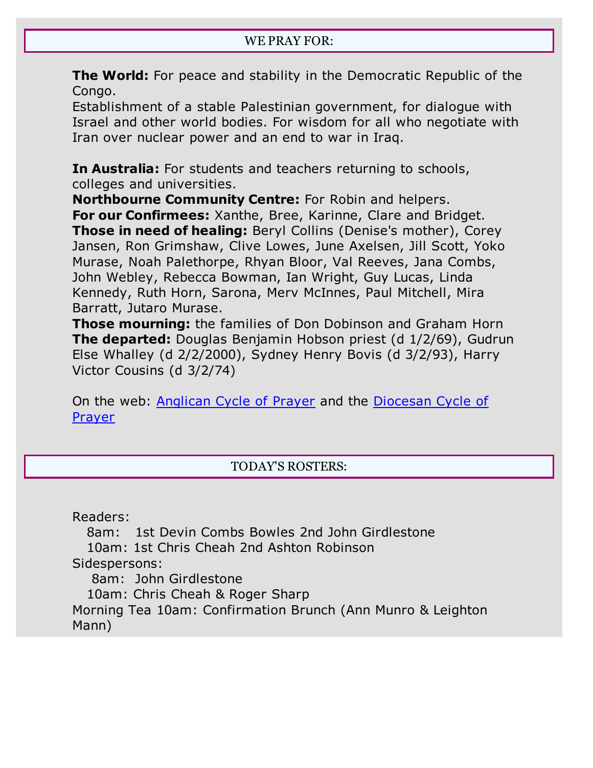## WE PRAY FOR:

**The World:** For peace and stability in the Democratic Republic of the Congo.
Establishment of a stable Palestinian government, for dialogue with Israel and other world bodies. For wisdom for all who negotiate with Iran over nuclear power and an end to war in Iraq.

**In Australia:** For students and teachers returning to schools, colleges and universities.
**Northbourne Community Centre:** For Robin and helpers.
**For our Confirmees:** Xanthe, Bree, Karinne, Clare and Bridget.
**Those in need of healing:** Beryl Collins (Denise's mother), Corey Jansen, Ron Grimshaw, Clive Lowes, June Axelsen, Jill Scott, Yoko Murase, Noah Palethorpe, Rhyan Bloor, Val Reeves, Jana Combs, John Webley, Rebecca Bowman, Ian Wright, Guy Lucas, Linda Kennedy, Ruth Horn, Sarona, Merv McInnes, Paul Mitchell, Mira Barratt, Jutaro Murase.
**Those mourning:** the families of Don Dobinson and Graham Horn
**The departed:** Douglas Benjamin Hobson priest (d 1/2/69), Gudrun Else Whalley (d 2/2/2000), Sydney Henry Bovis (d 3/2/93), Harry Victor Cousins (d 3/2/74)

On the web: Anglican Cycle of Prayer and the Diocesan Cycle of Prayer

## TODAY'S ROSTERS:

Readers:
8am: 1st Devin Combs Bowles 2nd John Girdlestone
10am: 1st Chris Cheah 2nd Ashton Robinson
Sidespersons:
8am: John Girdlestone
10am: Chris Cheah & Roger Sharp
Morning Tea 10am: Confirmation Brunch (Ann Munro & Leighton Mann)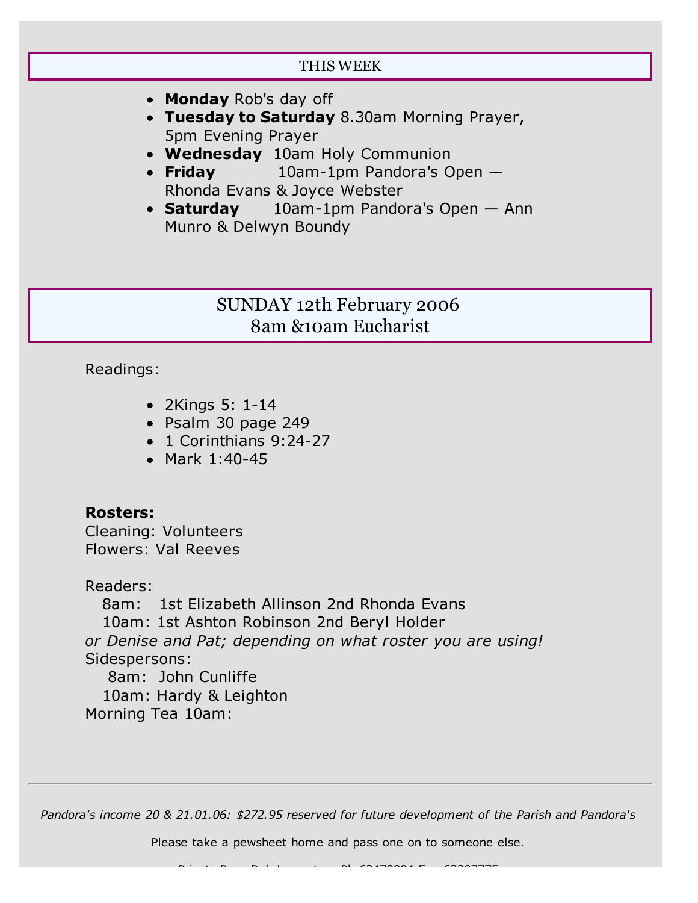## THIS WEEK

- **Monday** Rob's day off
- **Tuesday to Saturday** 8.30am Morning Prayer, 5pm Evening Prayer
- **Wednesday** 10am Holy Communion
- **Friday** 10am-1pm Pandora's Open — Rhonda Evans & Joyce Webster
- **Saturday** 10am-1pm Pandora's Open — Ann Munro & Delwyn Boundy

## SUNDAY 12th February 2006
## 8am &10am Eucharist

Readings:

- 2Kings 5: 1-14
- Psalm 30 page 249
- 1 Corinthians 9:24-27
- Mark 1:40-45

**Rosters:**
Cleaning: Volunteers
Flowers: Val Reeves

Readers:
8am: 1st Elizabeth Allinson 2nd Rhonda Evans
10am: 1st Ashton Robinson 2nd Beryl Holder
*or Denise and Pat; depending on what roster you are using!*
Sidespersons:
8am: John Cunliffe
10am: Hardy & Leighton
Morning Tea 10am:

---

*Pandora's income 20 & 21.01.06: $272.95 reserved for future development of the Parish and Pandora's*

Please take a pewsheet home and pass one on to someone else.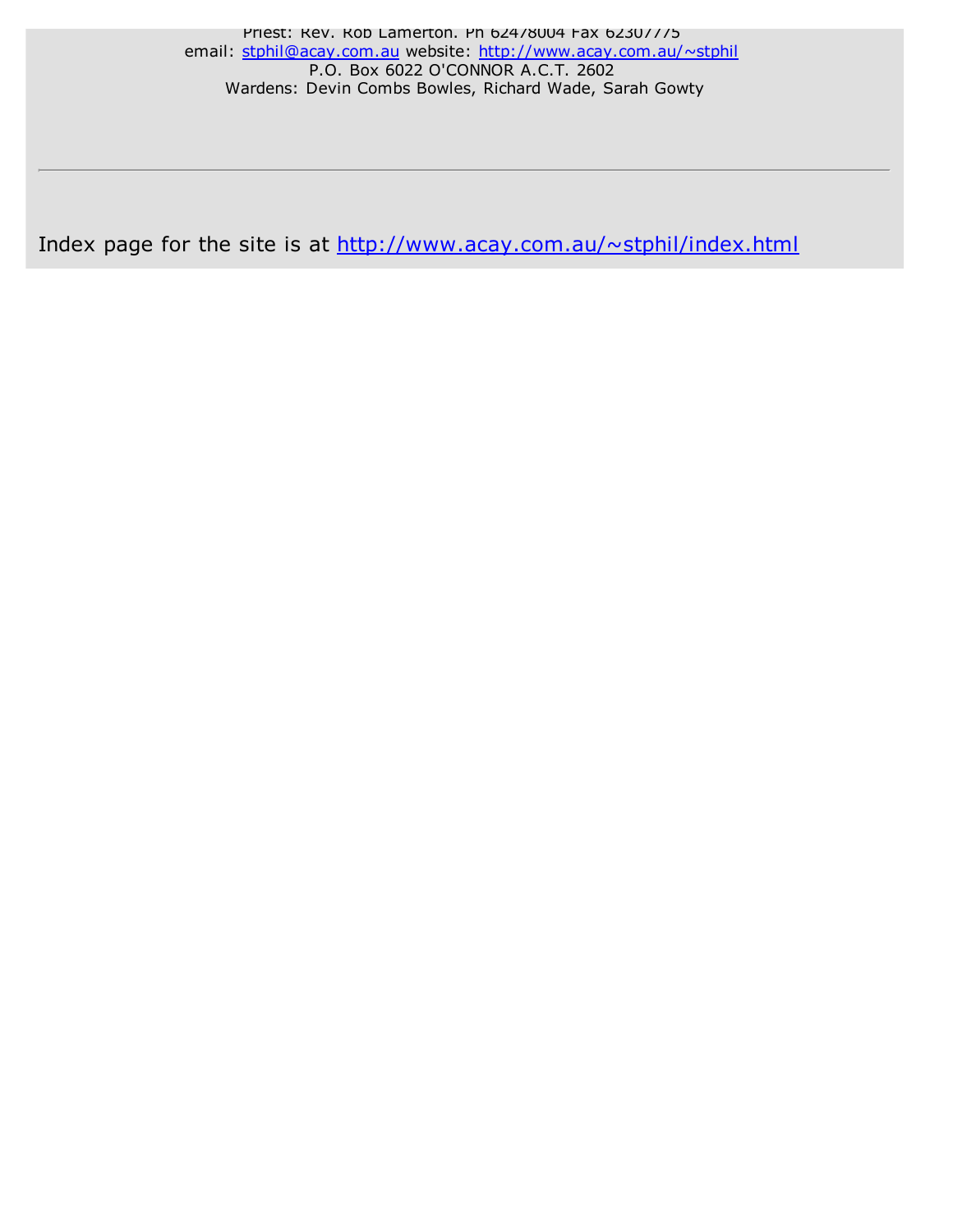Priest: Rev. Rob Lamerton. Ph 62478004 Fax 62307775  
email: stphil@acay.com.au website: http://www.acay.com.au/~stphil  
P.O. Box 6022 O'CONNOR A.C.T. 2602  
Wardens: Devin Combs Bowles, Richard Wade, Sarah Gowty

---

Index page for the site is at http://www.acay.com.au/~stphil/index.html